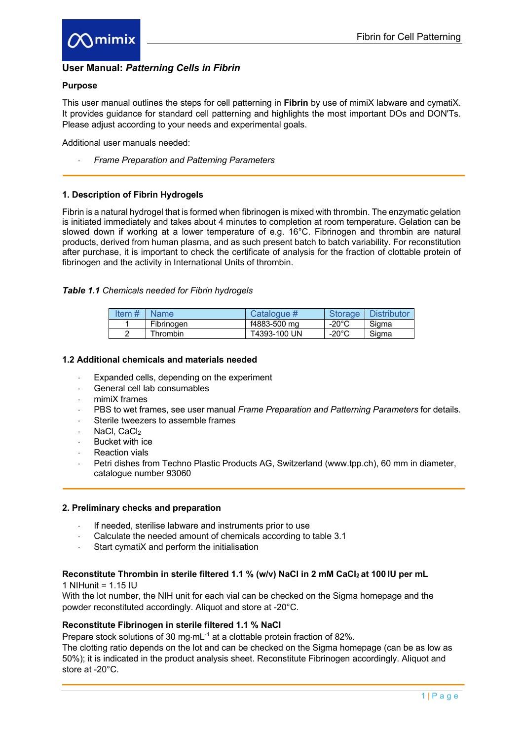## User Manual: *Patterning Cells in Fibrin*

### Purpose

This user manual outlines the steps for cell patterning in **Fibrin** by use of mimiX labware and cymatiX. It provides guidance for standard cell patterning and highlights the most important DOs and DON'Ts. Please adjust according to your needs and experimental goals.

Additional user manuals needed:

- *Frame Preparation and Patterning Parameters*

### 1. Description of Fibrin Hydrogels

Fibrin is a natural hydrogel that is formed when fibrinogen is mixed with thrombin. The enzymatic gelation is initiated immediately and takes about 4 minutes to completion at room temperature. Gelation can be slowed down if working at a lower temperature of e.g. 16°C. Fibrinogen and thrombin are natural products, derived from human plasma, and as such present batch to batch variability. For reconstitution after purchase, it is important to check the certificate of analysis for the fraction of clottable protein of fibrinogen and the activity in International Units of thrombin.

***Table 1.1*** *Chemicals needed for Fibrin hydrogels*

| Item # | Name | Catalogue # | Storage | Distributor |
|---|---|---|---|---|
| 1 | Fibrinogen | f4883-500 mg | -20°C | Sigma |
| 2 | Thrombin | T4393-100 UN | -20°C | Sigma |

### 1.2 Additional chemicals and materials needed

- Expanded cells, depending on the experiment
- General cell lab consumables
- mimiX frames
- PBS to wet frames, see user manual *Frame Preparation and Patterning Parameters* for details.
- Sterile tweezers to assemble frames
- NaCl, $CaCl_2$
- Bucket with ice
- Reaction vials
- Petri dishes from Techno Plastic Products AG, Switzerland (www.tpp.ch), 60 mm in diameter, catalogue number 93060

### 2. Preliminary checks and preparation

- If needed, sterilise labware and instruments prior to use
- Calculate the needed amount of chemicals according to table 3.1
- Start cymatiX and perform the initialisation

**Reconstitute Thrombin in sterile filtered 1.1 % (w/v) NaCl in 2 mM $CaCl_2$ at 100 IU per mL**

1 NIHunit = 1.15 IU

With the lot number, the NIH unit for each vial can be checked on the Sigma homepage and the powder reconstituted accordingly. Aliquot and store at -20°C.

**Reconstitute Fibrinogen in sterile filtered 1.1 % NaCl**

Prepare stock solutions of 30 $mg{\cdot}mL^{-1}$ at a clottable protein fraction of 82%.

The clotting ratio depends on the lot and can be checked on the Sigma homepage (can be as low as 50%); it is indicated in the product analysis sheet. Reconstitute Fibrinogen accordingly. Aliquot and store at -20°C.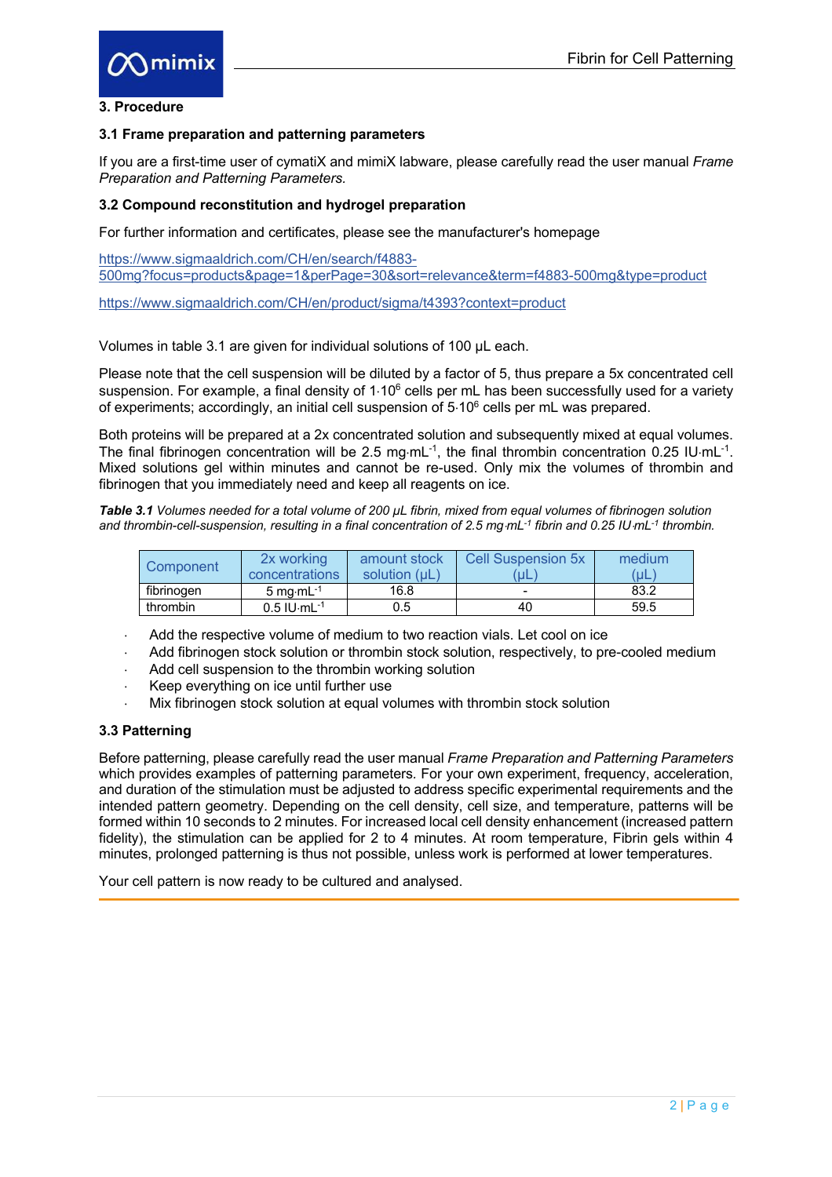## 3. Procedure

### 3.1 Frame preparation and patterning parameters

If you are a first-time user of cymatiX and mimiX labware, please carefully read the user manual *Frame Preparation and Patterning Parameters.*

### 3.2 Compound reconstitution and hydrogel preparation

For further information and certificates, please see the manufacturer's homepage

https://www.sigmaaldrich.com/CH/en/search/f4883-500mg?focus=products&page=1&perPage=30&sort=relevance&term=f4883-500mg&type=product

https://www.sigmaaldrich.com/CH/en/product/sigma/t4393?context=product

Volumes in table 3.1 are given for individual solutions of 100 µL each.

Please note that the cell suspension will be diluted by a factor of 5, thus prepare a 5x concentrated cell suspension. For example, a final density of $1 \cdot 10^6$ cells per mL has been successfully used for a variety of experiments; accordingly, an initial cell suspension of $5 \cdot 10^6$ cells per mL was prepared.

Both proteins will be prepared at a 2x concentrated solution and subsequently mixed at equal volumes. The final fibrinogen concentration will be 2.5 $mg \cdot mL^{-1}$, the final thrombin concentration 0.25 $IU \cdot mL^{-1}$. Mixed solutions gel within minutes and cannot be re-used. Only mix the volumes of thrombin and fibrinogen that you immediately need and keep all reagents on ice.

***Table 3.1*** *Volumes needed for a total volume of 200 µL fibrin, mixed from equal volumes of fibrinogen solution and thrombin-cell-suspension, resulting in a final concentration of 2.5 mg·mL⁻¹ fibrin and 0.25 IU·mL⁻¹ thrombin.*

| Component | 2x working concentrations | amount stock solution (µL) | Cell Suspension 5x (µL) | medium (µL) |
|---|---|---|---|---|
| fibrinogen | 5 $mg \cdot mL^{-1}$ | 16.8 | - | 83.2 |
| thrombin | 0.5 $IU \cdot mL^{-1}$ | 0.5 | 40 | 59.5 |

- Add the respective volume of medium to two reaction vials. Let cool on ice
- Add fibrinogen stock solution or thrombin stock solution, respectively, to pre-cooled medium
- Add cell suspension to the thrombin working solution
- Keep everything on ice until further use
- Mix fibrinogen stock solution at equal volumes with thrombin stock solution

### 3.3 Patterning

Before patterning, please carefully read the user manual *Frame Preparation and Patterning Parameters* which provides examples of patterning parameters. For your own experiment, frequency, acceleration, and duration of the stimulation must be adjusted to address specific experimental requirements and the intended pattern geometry. Depending on the cell density, cell size, and temperature, patterns will be formed within 10 seconds to 2 minutes. For increased local cell density enhancement (increased pattern fidelity), the stimulation can be applied for 2 to 4 minutes. At room temperature, Fibrin gels within 4 minutes, prolonged patterning is thus not possible, unless work is performed at lower temperatures.

Your cell pattern is now ready to be cultured and analysed.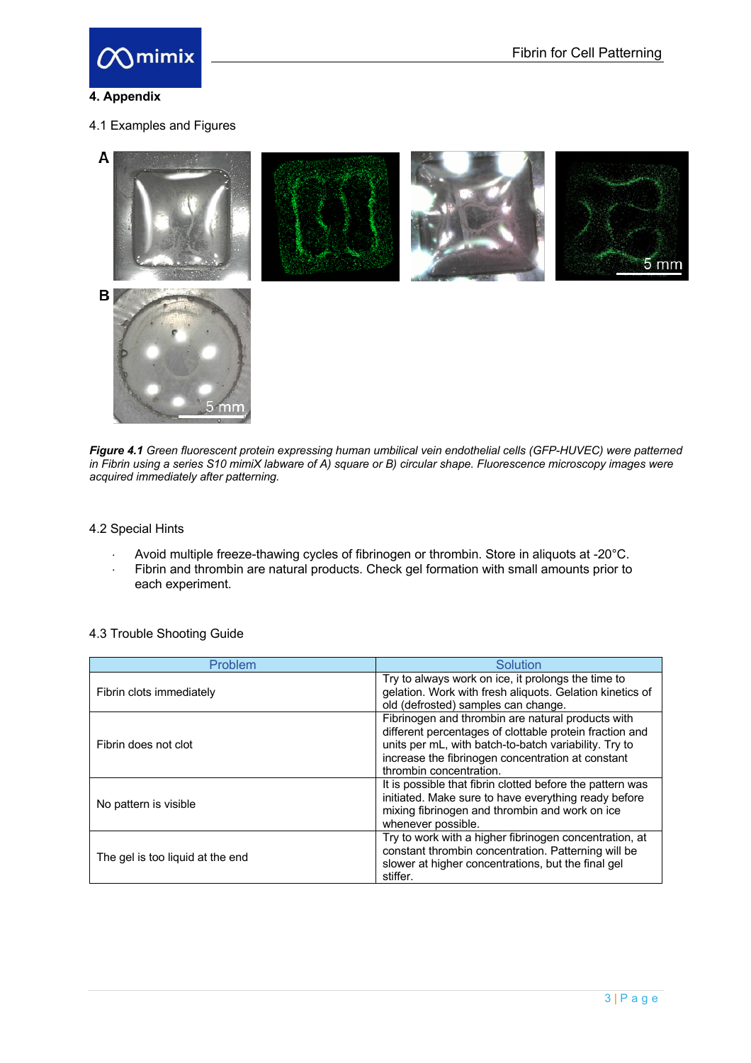## 4. Appendix

### 4.1 Examples and Figures

A

B

5 mm

5 mm

***Figure 4.1*** *Green fluorescent protein expressing human umbilical vein endothelial cells (GFP-HUVEC) were patterned in Fibrin using a series S10 mimiX labware of A) square or B) circular shape. Fluorescence microscopy images were acquired immediately after patterning.*

### 4.2 Special Hints

- Avoid multiple freeze-thawing cycles of fibrinogen or thrombin. Store in aliquots at -20°C.
- Fibrin and thrombin are natural products. Check gel formation with small amounts prior to each experiment.

### 4.3 Trouble Shooting Guide

| Problem | Solution |
|---|---|
| Fibrin clots immediately | Try to always work on ice, it prolongs the time to gelation. Work with fresh aliquots. Gelation kinetics of old (defrosted) samples can change. |
| Fibrin does not clot | Fibrinogen and thrombin are natural products with different percentages of clottable protein fraction and units per mL, with batch-to-batch variability. Try to increase the fibrinogen concentration at constant thrombin concentration. |
| No pattern is visible | It is possible that fibrin clotted before the pattern was initiated. Make sure to have everything ready before mixing fibrinogen and thrombin and work on ice whenever possible. |
| The gel is too liquid at the end | Try to work with a higher fibrinogen concentration, at constant thrombin concentration. Patterning will be slower at higher concentrations, but the final gel stiffer. |